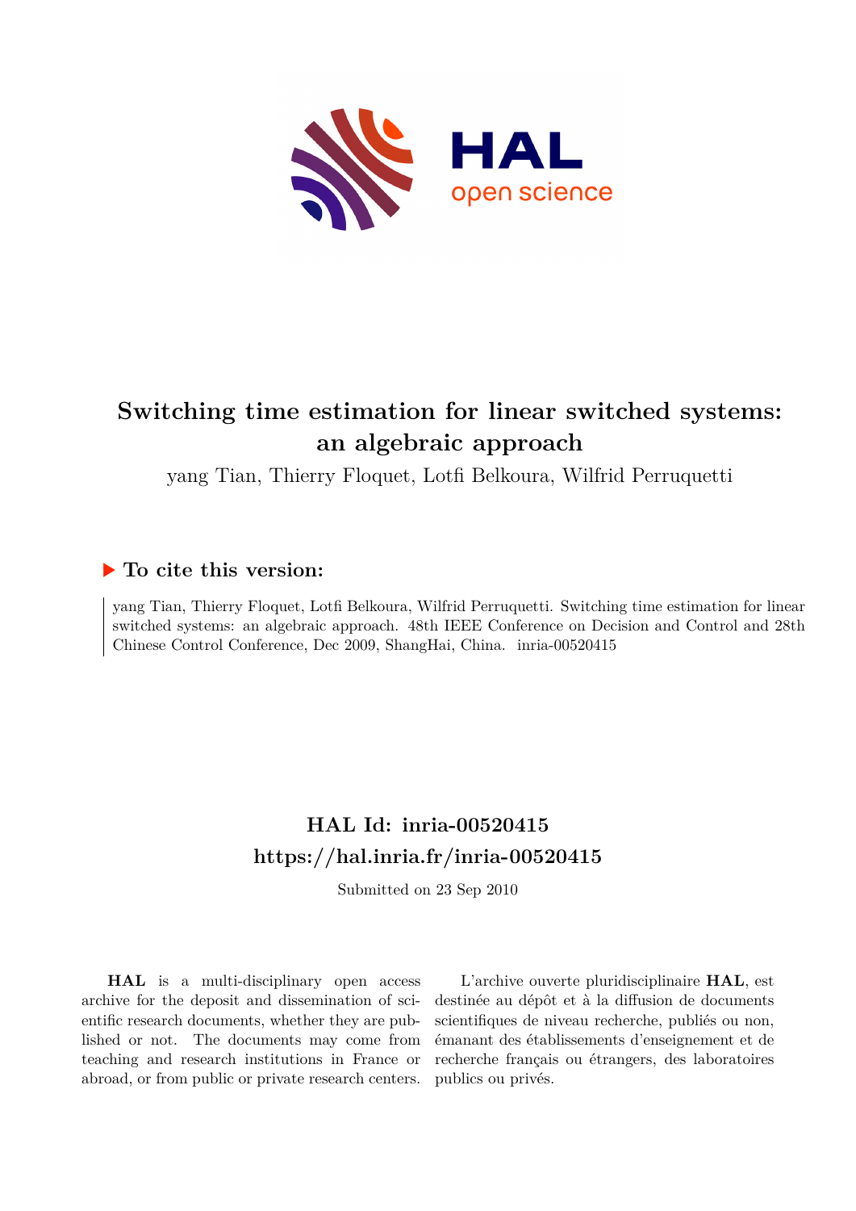# Switching time estimation for linear switched systems: an algebraic approach

yang Tian, Thierry Floquet, Lotfi Belkoura, Wilfrid Perruquetti

## To cite this version:

yang Tian, Thierry Floquet, Lotfi Belkoura, Wilfrid Perruquetti. Switching time estimation for linear switched systems: an algebraic approach. 48th IEEE Conference on Decision and Control and 28th Chinese Control Conference, Dec 2009, ShangHai, China. inria-00520415

## HAL Id: inria-00520415

## https://hal.inria.fr/inria-00520415

Submitted on 23 Sep 2010

**HAL** is a multi-disciplinary open access archive for the deposit and dissemination of scientific research documents, whether they are published or not. The documents may come from teaching and research institutions in France or abroad, or from public or private research centers.

L'archive ouverte pluridisciplinaire **HAL**, est destinée au dépôt et à la diffusion de documents scientifiques de niveau recherche, publiés ou non, émanant des établissements d'enseignement et de recherche français ou étrangers, des laboratoires publics ou privés.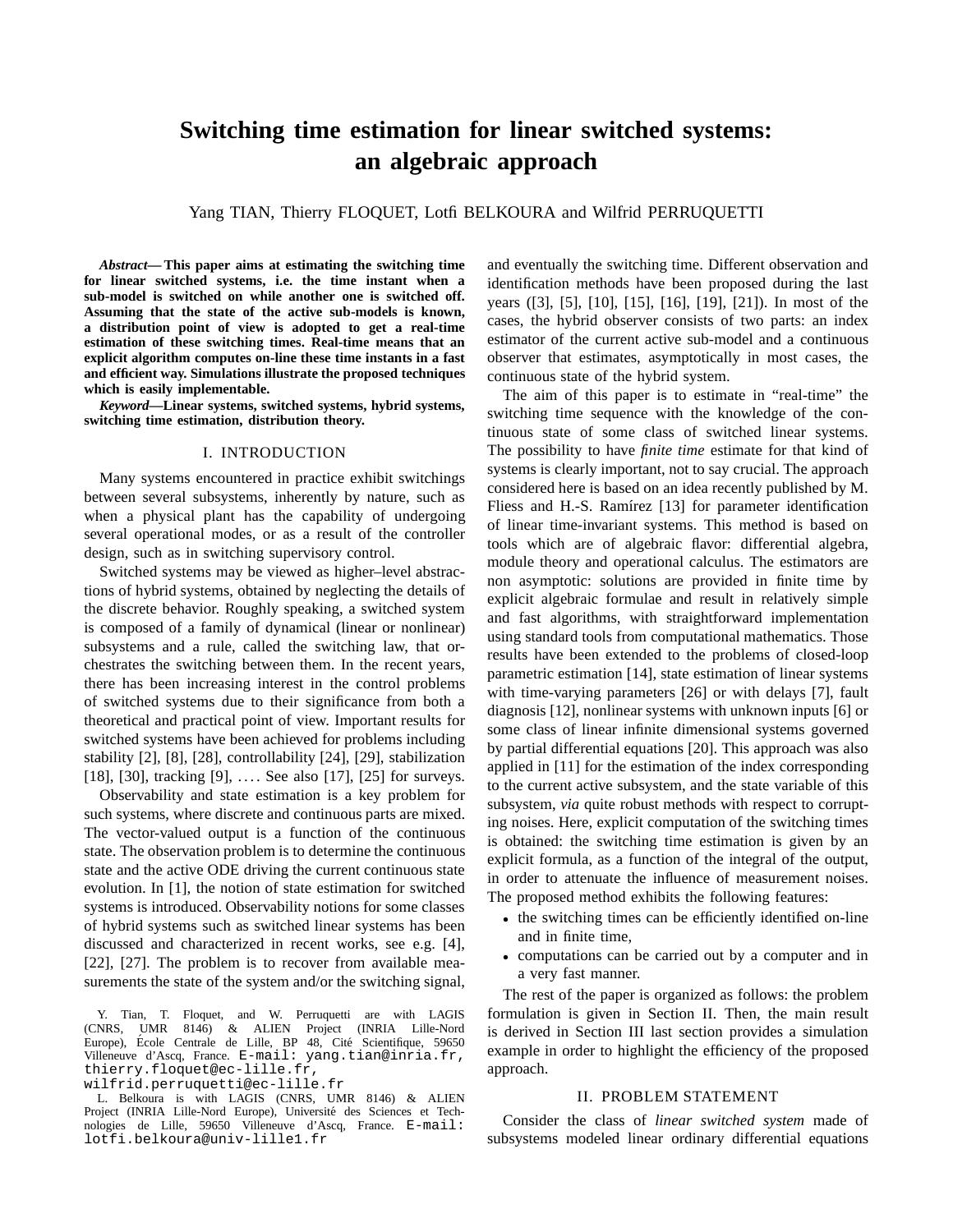# Switching time estimation for linear switched systems: an algebraic approach

Yang TIAN, Thierry FLOQUET, Lotfi BELKOURA and Wilfrid PERRUQUETTI

***Abstract*— This paper aims at estimating the switching time for linear switched systems, i.e. the time instant when a sub-model is switched on while another one is switched off. Assuming that the state of the active sub-models is known, a distribution point of view is adopted to get a real-time estimation of these switching times. Real-time means that an explicit algorithm computes on-line these time instants in a fast and efficient way. Simulations illustrate the proposed techniques which is easily implementable.**

***Keyword*—Linear systems, switched systems, hybrid systems, switching time estimation, distribution theory.**

## I. INTRODUCTION

Many systems encountered in practice exhibit switchings between several subsystems, inherently by nature, such as when a physical plant has the capability of undergoing several operational modes, or as a result of the controller design, such as in switching supervisory control.

Switched systems may be viewed as higher–level abstractions of hybrid systems, obtained by neglecting the details of the discrete behavior. Roughly speaking, a switched system is composed of a family of dynamical (linear or nonlinear) subsystems and a rule, called the switching law, that orchestrates the switching between them. In the recent years, there has been increasing interest in the control problems of switched systems due to their significance from both a theoretical and practical point of view. Important results for switched systems have been achieved for problems including stability [2], [8], [28], controllability [24], [29], stabilization [18], [30], tracking [9], .... See also [17], [25] for surveys.

Observability and state estimation is a key problem for such systems, where discrete and continuous parts are mixed. The vector-valued output is a function of the continuous state. The observation problem is to determine the continuous state and the active ODE driving the current continuous state evolution. In [1], the notion of state estimation for switched systems is introduced. Observability notions for some classes of hybrid systems such as switched linear systems has been discussed and characterized in recent works, see e.g. [4], [22], [27]. The problem is to recover from available measurements the state of the system and/or the switching signal, and eventually the switching time. Different observation and identification methods have been proposed during the last years ([3], [5], [10], [15], [16], [19], [21]). In most of the cases, the hybrid observer consists of two parts: an index estimator of the current active sub-model and a continuous observer that estimates, asymptotically in most cases, the continuous state of the hybrid system.

The aim of this paper is to estimate in "real-time" the switching time sequence with the knowledge of the continuous state of some class of switched linear systems. The possibility to have *finite time* estimate for that kind of systems is clearly important, not to say crucial. The approach considered here is based on an idea recently published by M. Fliess and H.-S. Ramírez [13] for parameter identification of linear time-invariant systems. This method is based on tools which are of algebraic flavor: differential algebra, module theory and operational calculus. The estimators are non asymptotic: solutions are provided in finite time by explicit algebraic formulae and result in relatively simple and fast algorithms, with straightforward implementation using standard tools from computational mathematics. Those results have been extended to the problems of closed-loop parametric estimation [14], state estimation of linear systems with time-varying parameters [26] or with delays [7], fault diagnosis [12], nonlinear systems with unknown inputs [6] or some class of linear infinite dimensional systems governed by partial differential equations [20]. This approach was also applied in [11] for the estimation of the index corresponding to the current active subsystem, and the state variable of this subsystem, *via* quite robust methods with respect to corrupting noises. Here, explicit computation of the switching times is obtained: the switching time estimation is given by an explicit formula, as a function of the integral of the output, in order to attenuate the influence of measurement noises. The proposed method exhibits the following features:

- the switching times can be efficiently identified on-line and in finite time,
- computations can be carried out by a computer and in a very fast manner.

The rest of the paper is organized as follows: the problem formulation is given in Section II. Then, the main result is derived in Section III last section provides a simulation example in order to highlight the efficiency of the proposed approach.

## II. PROBLEM STATEMENT

Consider the class of *linear switched system* made of subsystems modeled linear ordinary differential equations

Y. Tian, T. Floquet, and W. Perruquetti are with LAGIS (CNRS, UMR 8146) & ALIEN Project (INRIA Lille-Nord Europe), École Centrale de Lille, BP 48, Cité Scientifique, 59650 Villeneuve d'Ascq, France. E-mail: yang.tian@inria.fr, thierry.floquet@ec-lille.fr, wilfrid.perruquetti@ec-lille.fr

L. Belkoura is with LAGIS (CNRS, UMR 8146) & ALIEN Project (INRIA Lille-Nord Europe), Université des Sciences et Technologies de Lille, 59650 Villeneuve d'Ascq, France. E-mail: lotfi.belkoura@univ-lille1.fr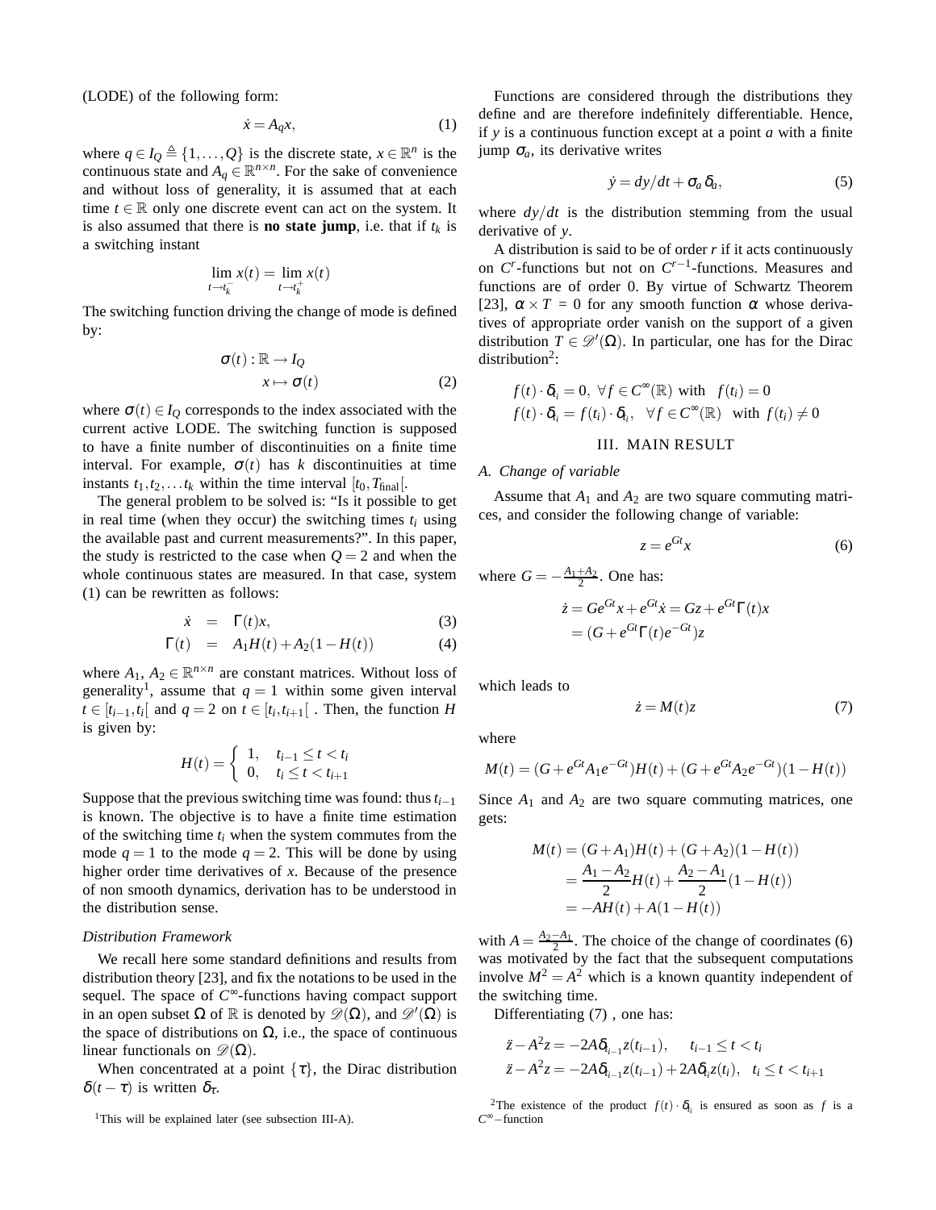(LODE) of the following form:

$$\dot{x} = A_q x, \tag{1}$$

where $q \in I_Q \triangleq \{1,\ldots,Q\}$ is the discrete state, $x \in \mathbb{R}^n$ is the continuous state and $A_q \in \mathbb{R}^{n\times n}$. For the sake of convenience and without loss of generality, it is assumed that at each time $t \in \mathbb{R}$ only one discrete event can act on the system. It is also assumed that there is **no state jump**, i.e. that if $t_k$ is a switching instant

$$\lim_{t\to t_k^-} x(t) = \lim_{t\to t_k^+} x(t)$$

The switching function driving the change of mode is defined by:

$$\begin{aligned} \sigma(t) : \mathbb{R} &\to I_Q \\ x &\mapsto \sigma(t) \end{aligned} \tag{2}$$

where $\sigma(t) \in I_Q$ corresponds to the index associated with the current active LODE. The switching function is supposed to have a finite number of discontinuities on a finite time interval. For example, $\sigma(t)$ has $k$ discontinuities at time instants $t_1, t_2, \ldots t_k$ within the time interval $[t_0, T_{\text{final}}[$.

The general problem to be solved is: "Is it possible to get in real time (when they occur) the switching times $t_i$ using the available past and current measurements?". In this paper, the study is restricted to the case when $Q = 2$ and when the whole continuous states are measured. In that case, system (1) can be rewritten as follows:

$$\dot{x} = \Gamma(t)x, \tag{3}$$

$$\Gamma(t) = A_1 H(t) + A_2(1 - H(t)) \tag{4}$$

where $A_1$, $A_2 \in \mathbb{R}^{n\times n}$ are constant matrices. Without loss of generality[1], assume that $q = 1$ within some given interval $t \in [t_{i-1}, t_i[$ and $q = 2$ on $t \in [t_i, t_{i+1}[$ . Then, the function $H$ is given by:

$$H(t) = \begin{cases} 1, & t_{i-1} \le t < t_i \\ 0, & t_i \le t < t_{i+1} \end{cases}$$

Suppose that the previous switching time was found: thus $t_{i-1}$ is known. The objective is to have a finite time estimation of the switching time $t_i$ when the system commutes from the mode $q = 1$ to the mode $q = 2$. This will be done by using higher order time derivatives of $x$. Because of the presence of non smooth dynamics, derivation has to be understood in the distribution sense.

*Distribution Framework*

We recall here some standard definitions and results from distribution theory [23], and fix the notations to be used in the sequel. The space of $C^\infty$-functions having compact support in an open subset $\Omega$ of $\mathbb{R}$ is denoted by $\mathscr{D}(\Omega)$, and $\mathscr{D}'(\Omega)$ is the space of distributions on $\Omega$, i.e., the space of continuous linear functionals on $\mathscr{D}(\Omega)$.

When concentrated at a point $\{\tau\}$, the Dirac distribution $\delta(t-\tau)$ is written $\delta_\tau$.

[1]This will be explained later (see subsection III-A).

Functions are considered through the distributions they define and are therefore indefinitely differentiable. Hence, if $y$ is a continuous function except at a point $a$ with a finite jump $\sigma_a$, its derivative writes

$$\dot{y} = dy/dt + \sigma_a \delta_a, \tag{5}$$

where $dy/dt$ is the distribution stemming from the usual derivative of $y$.

A distribution is said to be of order $r$ if it acts continuously on $C^r$-functions but not on $C^{r-1}$-functions. Measures and functions are of order 0. By virtue of Schwartz Theorem [23], $\alpha \times T = 0$ for any smooth function $\alpha$ whose derivatives of appropriate order vanish on the support of a given distribution $T \in \mathscr{D}'(\Omega)$. In particular, one has for the Dirac distribution[2]:

$$\begin{aligned} f(t)\cdot\delta_{t_i} &= 0,\ \forall f \in C^\infty(\mathbb{R}) \text{ with } f(t_i) = 0 \\ f(t)\cdot\delta_{t_i} &= f(t_i)\cdot\delta_{t_i},\ \ \forall f \in C^\infty(\mathbb{R}) \text{ with } f(t_i) \neq 0 \end{aligned}$$

## III. MAIN RESULT

### A. Change of variable

Assume that $A_1$ and $A_2$ are two square commuting matrices, and consider the following change of variable:

$$z = e^{Gt}x \tag{6}$$

where $G = -\frac{A_1+A_2}{2}$. One has:

$$\begin{aligned} \dot{z} &= Ge^{Gt}x + e^{Gt}\dot{x} = Gz + e^{Gt}\Gamma(t)x \\ &= (G + e^{Gt}\Gamma(t)e^{-Gt})z \end{aligned}$$

which leads to

$$\dot{z} = M(t)z \tag{7}$$

where

$$M(t) = (G + e^{Gt}A_1e^{-Gt})H(t) + (G + e^{Gt}A_2e^{-Gt})(1 - H(t))$$

Since $A_1$ and $A_2$ are two square commuting matrices, one gets:

$$\begin{aligned} M(t) &= (G + A_1)H(t) + (G + A_2)(1 - H(t)) \\ &= \frac{A_1 - A_2}{2}H(t) + \frac{A_2 - A_1}{2}(1 - H(t)) \\ &= -AH(t) + A(1 - H(t)) \end{aligned}$$

with $A = \frac{A_2 - A_1}{2}$. The choice of the change of coordinates (6) was motivated by the fact that the subsequent computations involve $M^2 = A^2$ which is a known quantity independent of the switching time.

Differentiating (7) , one has:

$$\begin{aligned} \ddot{z} - A^2 z &= -2A\delta_{t_{i-1}} z(t_{i-1}), \quad t_{i-1} \le t < t_i \\ \ddot{z} - A^2 z &= -2A\delta_{t_{i-1}} z(t_{i-1}) + 2A\delta_{t_i} z(t_i), \quad t_i \le t < t_{i+1} \end{aligned}$$

[2]The existence of the product $f(t)\cdot\delta_{t_i}$ is ensured as soon as $f$ is a $C^\infty-$function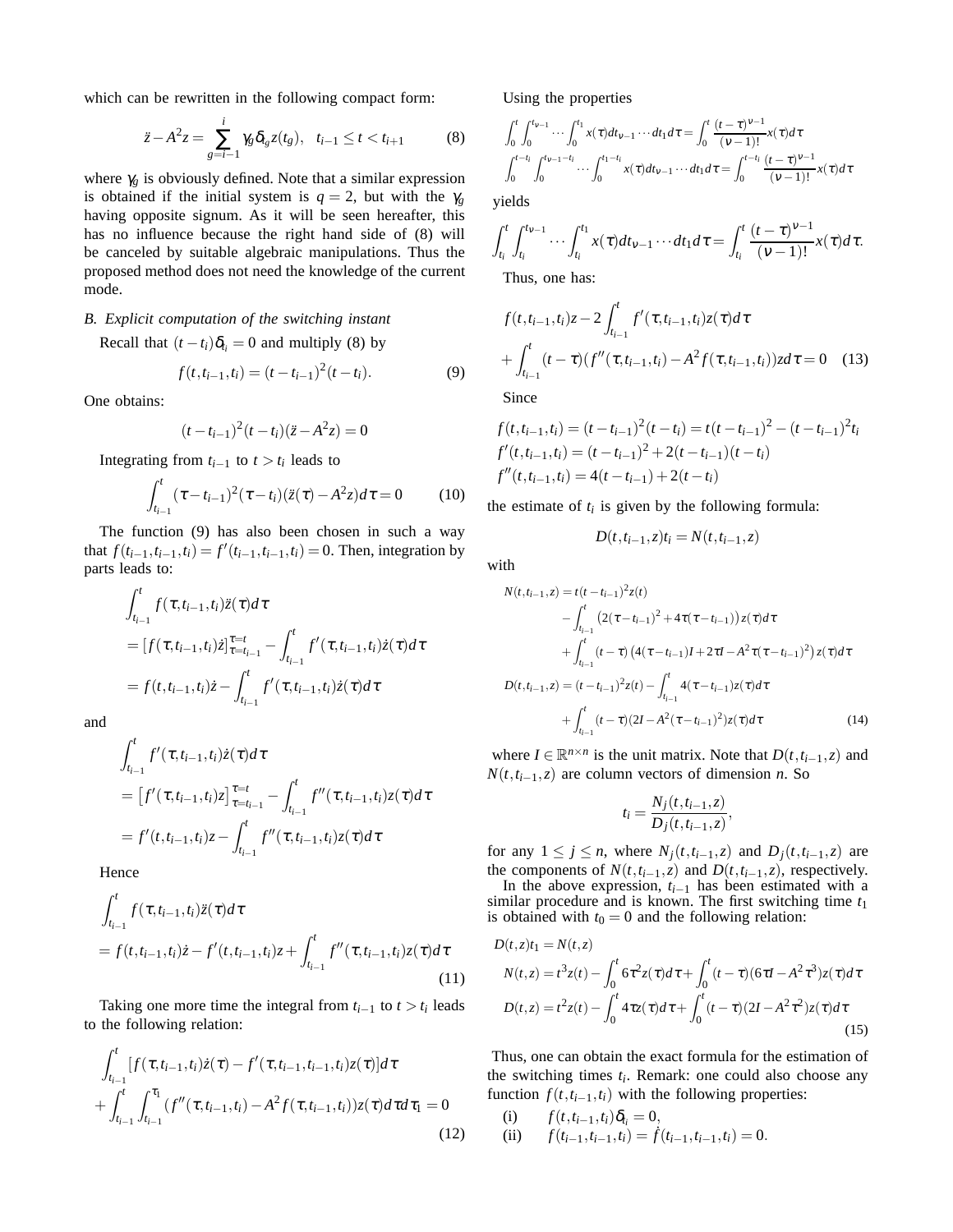which can be rewritten in the following compact form:

$$\ddot{z} - A^2 z = \sum_{g=i-1}^{i} \gamma_g \delta_{t_g} z(t_g), \quad t_{i-1} \leq t < t_{i+1} \tag{8}$$

where $\gamma_g$ is obviously defined. Note that a similar expression is obtained if the initial system is $q = 2$, but with the $\gamma_g$ having opposite signum. As it will be seen hereafter, this has no influence because the right hand side of (8) will be canceled by suitable algebraic manipulations. Thus the proposed method does not need the knowledge of the current mode.

### *B. Explicit computation of the switching instant*

Recall that $(t - t_i)\delta_{t_i} = 0$ and multiply (8) by

$$f(t, t_{i-1}, t_i) = (t - t_{i-1})^2 (t - t_i). \tag{9}$$

One obtains:

$$(t - t_{i-1})^2 (t - t_i)(\ddot{z} - A^2 z) = 0$$

Integrating from $t_{i-1}$ to $t > t_i$ leads to

$$\int_{t_{i-1}}^{t} (\tau - t_{i-1})^2 (\tau - t_i)(\ddot{z}(\tau) - A^2 z) d\tau = 0 \tag{10}$$

The function (9) has also been chosen in such a way that $f(t_{i-1}, t_{i-1}, t_i) = f'(t_{i-1}, t_{i-1}, t_i) = 0$. Then, integration by parts leads to:

$$\begin{aligned}
&\int_{t_{i-1}}^{t} f(\tau, t_{i-1}, t_i) \ddot{z}(\tau) d\tau \\
&= [f(\tau, t_{i-1}, t_i)\dot{z}]_{\tau=t_{i-1}}^{\tau=t} - \int_{t_{i-1}}^{t} f'(\tau, t_{i-1}, t_i)\dot{z}(\tau) d\tau \\
&= f(t, t_{i-1}, t_i)\dot{z} - \int_{t_{i-1}}^{t} f'(\tau, t_{i-1}, t_i)\dot{z}(\tau) d\tau
\end{aligned}$$

and

$$\begin{aligned}
&\int_{t_{i-1}}^{t} f'(\tau, t_{i-1}, t_i)\dot{z}(\tau) d\tau \\
&= \left[f'(\tau, t_{i-1}, t_i) z\right]_{\tau=t_{i-1}}^{\tau=t} - \int_{t_{i-1}}^{t} f''(\tau, t_{i-1}, t_i) z(\tau) d\tau \\
&= f'(t, t_{i-1}, t_i) z - \int_{t_{i-1}}^{t} f''(\tau, t_{i-1}, t_i) z(\tau) d\tau
\end{aligned}$$

Hence

$$\begin{aligned}
&\int_{t_{i-1}}^{t} f(\tau, t_{i-1}, t_i) \ddot{z}(\tau) d\tau \\
&= f(t, t_{i-1}, t_i)\dot{z} - f'(t, t_{i-1}, t_i) z + \int_{t_{i-1}}^{t} f''(\tau, t_{i-1}, t_i) z(\tau) d\tau
\end{aligned} \tag{11}$$

Taking one more time the integral from $t_{i-1}$ to $t > t_i$ leads to the following relation:

$$\begin{aligned}
&\int_{t_{i-1}}^{t} [f(\tau, t_{i-1}, t_i)\dot{z}(\tau) - f'(\tau, t_{i-1}, t_{i-1}, t_i) z(\tau)] d\tau \\
&+ \int_{t_{i-1}}^{t} \int_{t_{i-1}}^{\tau_1} (f''(\tau, t_{i-1}, t_i) - A^2 f(\tau, t_{i-1}, t_i)) z(\tau) d\tau d\tau_1 = 0
\end{aligned} \tag{12}$$

Using the properties

$$\int_0^t \int_0^{t_{\nu-1}} \cdots \int_0^{t_1} x(\tau) dt_{\nu-1} \cdots dt_1 d\tau = \int_0^t \frac{(t-\tau)^{\nu-1}}{(\nu-1)!} x(\tau) d\tau$$

$$\int_0^{t-t_i} \int_0^{t_{\nu-1}-t_i} \cdots \int_0^{t_1-t_i} x(\tau) dt_{\nu-1} \cdots dt_1 d\tau = \int_0^{t-t_i} \frac{(t-\tau)^{\nu-1}}{(\nu-1)!} x(\tau) d\tau$$

yields

$$\int_{t_i}^t \int_{t_i}^{t_{\nu-1}} \cdots \int_{t_i}^{t_1} x(\tau) dt_{\nu-1} \cdots dt_1 d\tau = \int_{t_i}^t \frac{(t-\tau)^{\nu-1}}{(\nu-1)!} x(\tau) d\tau.$$

Thus, one has:

$$\begin{aligned}
&f(t, t_{i-1}, t_i) z - 2\int_{t_{i-1}}^{t} f'(\tau, t_{i-1}, t_i) z(\tau) d\tau \\
&+ \int_{t_{i-1}}^{t} (t - \tau)(f''(\tau, t_{i-1}, t_i) - A^2 f(\tau, t_{i-1}, t_i)) z d\tau = 0
\end{aligned} \tag{13}$$

Since

$$\begin{aligned}
f(t, t_{i-1}, t_i) &= (t - t_{i-1})^2 (t - t_i) = t(t - t_{i-1})^2 - (t - t_{i-1})^2 t_i \\
f'(t, t_{i-1}, t_i) &= (t - t_{i-1})^2 + 2(t - t_{i-1})(t - t_i) \\
f''(t, t_{i-1}, t_i) &= 4(t - t_{i-1}) + 2(t - t_i)
\end{aligned}$$

the estimate of $t_i$ is given by the following formula:

$$D(t, t_{i-1}, z) t_i = N(t, t_{i-1}, z)$$

with

$$\begin{aligned}
N(t, t_{i-1}, z) &= t(t - t_{i-1})^2 z(t) \\
&\quad - \int_{t_{i-1}}^{t} \left(2(\tau - t_{i-1})^2 + 4\tau(\tau - t_{i-1})\right) z(\tau) d\tau \\
&\quad + \int_{t_{i-1}}^{t} (t - \tau)\left(4(\tau - t_{i-1}) I + 2\tau I - A^2 \tau(\tau - t_{i-1})^2\right) z(\tau) d\tau \\
D(t, t_{i-1}, z) &= (t - t_{i-1})^2 z(t) - \int_{t_{i-1}}^{t} 4(\tau - t_{i-1}) z(\tau) d\tau \\
&\quad + \int_{t_{i-1}}^{t} (t - \tau)(2I - A^2(\tau - t_{i-1})^2) z(\tau) d\tau
\end{aligned} \tag{14}$$

where $I \in \mathbb{R}^{n \times n}$ is the unit matrix. Note that $D(t, t_{i-1}, z)$ and $N(t, t_{i-1}, z)$ are column vectors of dimension $n$. So

$$t_i = \frac{N_j(t, t_{i-1}, z)}{D_j(t, t_{i-1}, z)},$$

for any $1 \leq j \leq n$, where $N_j(t, t_{i-1}, z)$ and $D_j(t, t_{i-1}, z)$ are the components of $N(t, t_{i-1}, z)$ and $D(t, t_{i-1}, z)$, respectively.

In the above expression, $t_{i-1}$ has been estimated with a similar procedure and is known. The first switching time $t_1$ is obtained with $t_0 = 0$ and the following relation:

$$\begin{aligned}
&D(t, z) t_1 = N(t, z) \\
&N(t, z) = t^3 z(t) - \int_0^t 6\tau^2 z(\tau) d\tau + \int_0^t (t - \tau)(6\tau I - A^2 \tau^3) z(\tau) d\tau \\
&D(t, z) = t^2 z(t) - \int_0^t 4\tau z(\tau) d\tau + \int_0^t (t - \tau)(2I - A^2 \tau^2) z(\tau) d\tau
\end{aligned} \tag{15}$$

Thus, one can obtain the exact formula for the estimation of the switching times $t_i$. Remark: one could also choose any function $f(t, t_{i-1}, t_i)$ with the following properties:

(i) $f(t, t_{i-1}, t_i)\delta_{t_i} = 0$,

(ii) $f(t_{i-1}, t_{i-1}, t_i) = \dot{f}(t_{i-1}, t_{i-1}, t_i) = 0$.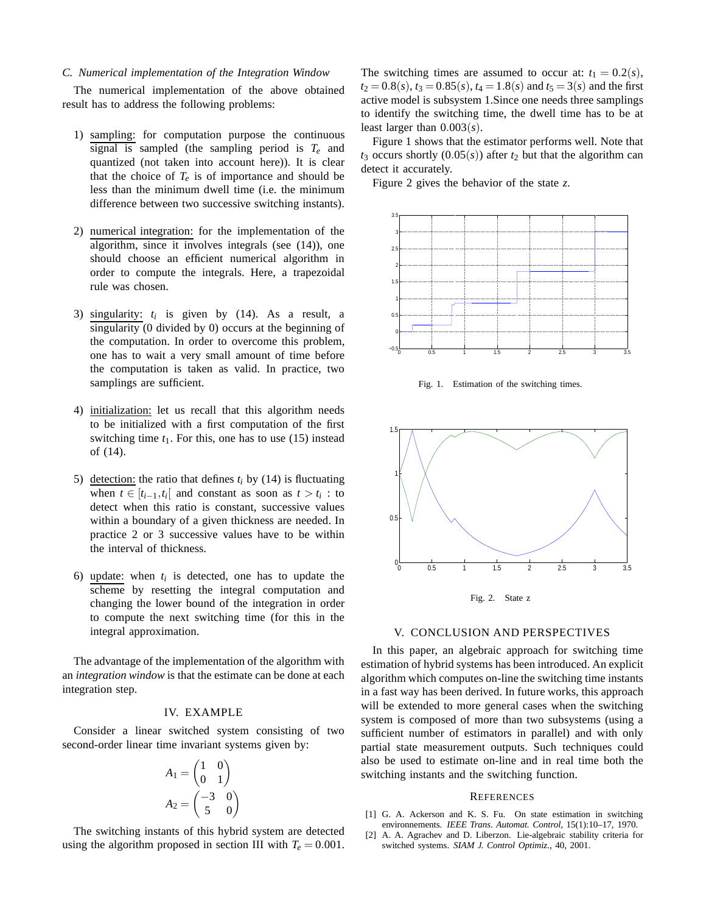### C. Numerical implementation of the Integration Window

The numerical implementation of the above obtained result has to address the following problems:

1) sampling: for computation purpose the continuous signal is sampled (the sampling period is $T_e$ and quantized (not taken into account here)). It is clear that the choice of $T_e$ is of importance and should be less than the minimum dwell time (i.e. the minimum difference between two successive switching instants).
2) numerical integration: for the implementation of the algorithm, since it involves integrals (see (14)), one should choose an efficient numerical algorithm in order to compute the integrals. Here, a trapezoidal rule was chosen.
3) singularity: $t_i$ is given by (14). As a result, a singularity (0 divided by 0) occurs at the beginning of the computation. In order to overcome this problem, one has to wait a very small amount of time before the computation is taken as valid. In practice, two samplings are sufficient.
4) initialization: let us recall that this algorithm needs to be initialized with a first computation of the first switching time $t_1$. For this, one has to use (15) instead of (14).
5) detection: the ratio that defines $t_i$ by (14) is fluctuating when $t \in [t_{i-1}, t_i[$ and constant as soon as $t > t_i$ : to detect when this ratio is constant, successive values within a boundary of a given thickness are needed. In practice 2 or 3 successive values have to be within the interval of thickness.
6) update: when $t_i$ is detected, one has to update the scheme by resetting the integral computation and changing the lower bound of the integration in order to compute the next switching time (for this in the integral approximation.

The advantage of the implementation of the algorithm with an *integration window* is that the estimate can be done at each integration step.

## IV. EXAMPLE

Consider a linear switched system consisting of two second-order linear time invariant systems given by:

$$A_1 = \begin{pmatrix} 1 & 0 \\ 0 & 1 \end{pmatrix}$$

$$A_2 = \begin{pmatrix} -3 & 0 \\ 5 & 0 \end{pmatrix}$$

The switching instants of this hybrid system are detected using the algorithm proposed in section III with $T_e = 0.001$. The switching times are assumed to occur at: $t_1 = 0.2(s)$, $t_2 = 0.8(s)$, $t_3 = 0.85(s)$, $t_4 = 1.8(s)$ and $t_5 = 3(s)$ and the first active model is subsystem 1.Since one needs three samplings to identify the switching time, the dwell time has to be at least larger than $0.003(s)$.

Figure 1 shows that the estimator performs well. Note that $t_3$ occurs shortly ($0.05(s)$) after $t_2$ but that the algorithm can detect it accurately.

Figure 2 gives the behavior of the state $z$.

Fig. 1. Estimation of the switching times.

Fig. 2. State z

## V. CONCLUSION AND PERSPECTIVES

In this paper, an algebraic approach for switching time estimation of hybrid systems has been introduced. An explicit algorithm which computes on-line the switching time instants in a fast way has been derived. In future works, this approach will be extended to more general cases when the switching system is composed of more than two subsystems (using a sufficient number of estimators in parallel) and with only partial state measurement outputs. Such techniques could also be used to estimate on-line and in real time both the switching instants and the switching function.

## REFERENCES

[1] G. A. Ackerson and K. S. Fu. On state estimation in switching environnements. *IEEE Trans. Automat. Control*, 15(1):10–17, 1970.

[2] A. A. Agrachev and D. Liberzon. Lie-algebraic stability criteria for switched systems. *SIAM J. Control Optimiz.*, 40, 2001.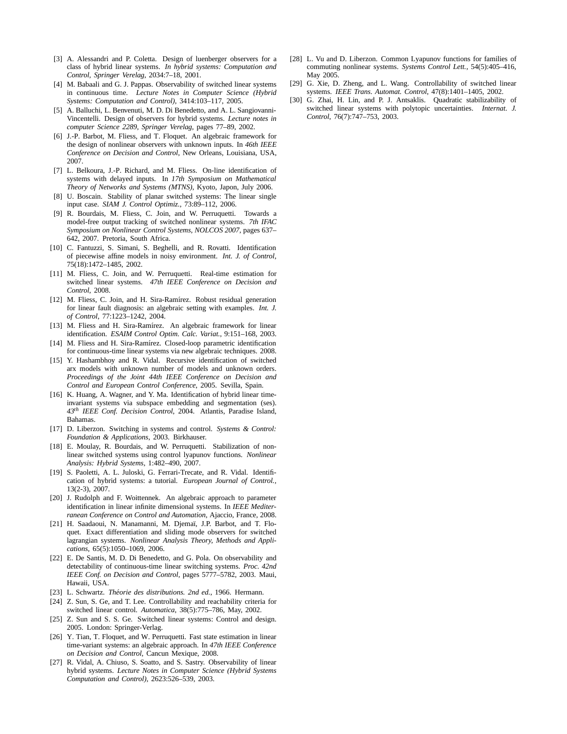[3] A. Alessandri and P. Coletta. Design of luenberger observers for a class of hybrid linear systems. *In hybrid systems: Computation and Control, Springer Verelag*, 2034:7–18, 2001.

[4] M. Babaali and G. J. Pappas. Observability of switched linear systems in continuous time. *Lecture Notes in Computer Science (Hybrid Systems: Computation and Control)*, 3414:103–117, 2005.

[5] A. Balluchi, L. Benvenuti, M. D. Di Benedetto, and A. L. Sangiovanni-Vincentelli. Design of observers for hybrid systems. *Lecture notes in computer Science 2289, Springer Verelag*, pages 77–89, 2002.

[6] J.-P. Barbot, M. Fliess, and T. Floquet. An algebraic framework for the design of nonlinear observers with unknown inputs. In *46th IEEE Conference on Decision and Control*, New Orleans, Louisiana, USA, 2007.

[7] L. Belkoura, J.-P. Richard, and M. Fliess. On-line identification of systems with delayed inputs. In *17th Symposium on Mathematical Theory of Networks and Systems (MTNS)*, Kyoto, Japon, July 2006.

[8] U. Boscain. Stability of planar switched systems: The linear single input case. *SIAM J. Control Optimiz.*, 73:89–112, 2006.

[9] R. Bourdais, M. Fliess, C. Join, and W. Perruquetti. Towards a model-free output tracking of switched nonlinear systems. *7th IFAC Symposium on Nonlinear Control Systems, NOLCOS 2007*, pages 637–642, 2007. Pretoria, South Africa.

[10] C. Fantuzzi, S. Simani, S. Beghelli, and R. Rovatti. Identification of piecewise affine models in noisy environment. *Int. J. of Control*, 75(18):1472–1485, 2002.

[11] M. Fliess, C. Join, and W. Perruquetti. Real-time estimation for switched linear systems. *47th IEEE Conference on Decision and Control*, 2008.

[12] M. Fliess, C. Join, and H. Sira-Ramírez. Robust residual generation for linear fault diagnosis: an algebraic setting with examples. *Int. J. of Control*, 77:1223–1242, 2004.

[13] M. Fliess and H. Sira-Ramírez. An algebraic framework for linear identification. *ESAIM Control Optim. Calc. Variat.*, 9:151–168, 2003.

[14] M. Fliess and H. Sira-Ramírez. Closed-loop parametric identification for continuous-time linear systems via new algebraic techniques. 2008.

[15] Y. Hashambhoy and R. Vidal. Recursive identification of switched arx models with unknown number of models and unknown orders. *Proceedings of the Joint 44th IEEE Conference on Decision and Control and European Control Conference*, 2005. Sevilla, Spain.

[16] K. Huang, A. Wagner, and Y. Ma. Identification of hybrid linear time-invariant systems via subspace embedding and segmentation (ses). *43$^{th}$ IEEE Conf. Decision Control*, 2004. Atlantis, Paradise Island, Bahamas.

[17] D. Liberzon. Switching in systems and control. *Systems & Control: Foundation & Applications*, 2003. Birkhauser.

[18] E. Moulay, R. Bourdais, and W. Perruquetti. Stabilization of nonlinear switched systems using control lyapunov functions. *Nonlinear Analysis: Hybrid Systems*, 1:482–490, 2007.

[19] S. Paoletti, A. L. Juloski, G. Ferrari-Trecate, and R. Vidal. Identification of hybrid systems: a tutorial. *European Journal of Control.*, 13(2-3), 2007.

[20] J. Rudolph and F. Woittennek. An algebraic approach to parameter identification in linear infinite dimensional systems. In *IEEE Mediterranean Conference on Control and Automation*, Ajaccio, France, 2008.

[21] H. Saadaoui, N. Manamanni, M. Djemaï, J.P. Barbot, and T. Floquet. Exact differentiation and sliding mode observers for switched lagrangian systems. *Nonlinear Analysis Theory, Methods and Applications*, 65(5):1050–1069, 2006.

[22] E. De Santis, M. D. Di Benedetto, and G. Pola. On observability and detectability of continuous-time linear switching systems. *Proc. 42nd IEEE Conf. on Decision and Control*, pages 5777–5782, 2003. Maui, Hawaii, USA.

[23] L. Schwartz. *Théorie des distributions. 2nd ed.*, 1966. Hermann.

[24] Z. Sun, S. Ge, and T. Lee. Controllability and reachability criteria for switched linear control. *Automatica*, 38(5):775–786, May, 2002.

[25] Z. Sun and S. S. Ge. Switched linear systems: Control and design. 2005. London: Springer-Verlag.

[26] Y. Tian, T. Floquet, and W. Perruquetti. Fast state estimation in linear time-variant systems: an algebraic approach. In *47th IEEE Conference on Decision and Control*, Cancun Mexique, 2008.

[27] R. Vidal, A. Chiuso, S. Soatto, and S. Sastry. Observability of linear hybrid systems. *Lecture Notes in Computer Science (Hybrid Systems Computation and Control)*, 2623:526–539, 2003.

[28] L. Vu and D. Liberzon. Common Lyapunov functions for families of commuting nonlinear systems. *Systems Control Lett.*, 54(5):405–416, May 2005.

[29] G. Xie, D. Zheng, and L. Wang. Controllability of switched linear systems. *IEEE Trans. Automat. Control*, 47(8):1401–1405, 2002.

[30] G. Zhai, H. Lin, and P. J. Antsaklis. Quadratic stabilizability of switched linear systems with polytopic uncertainties. *Internat. J. Control*, 76(7):747–753, 2003.